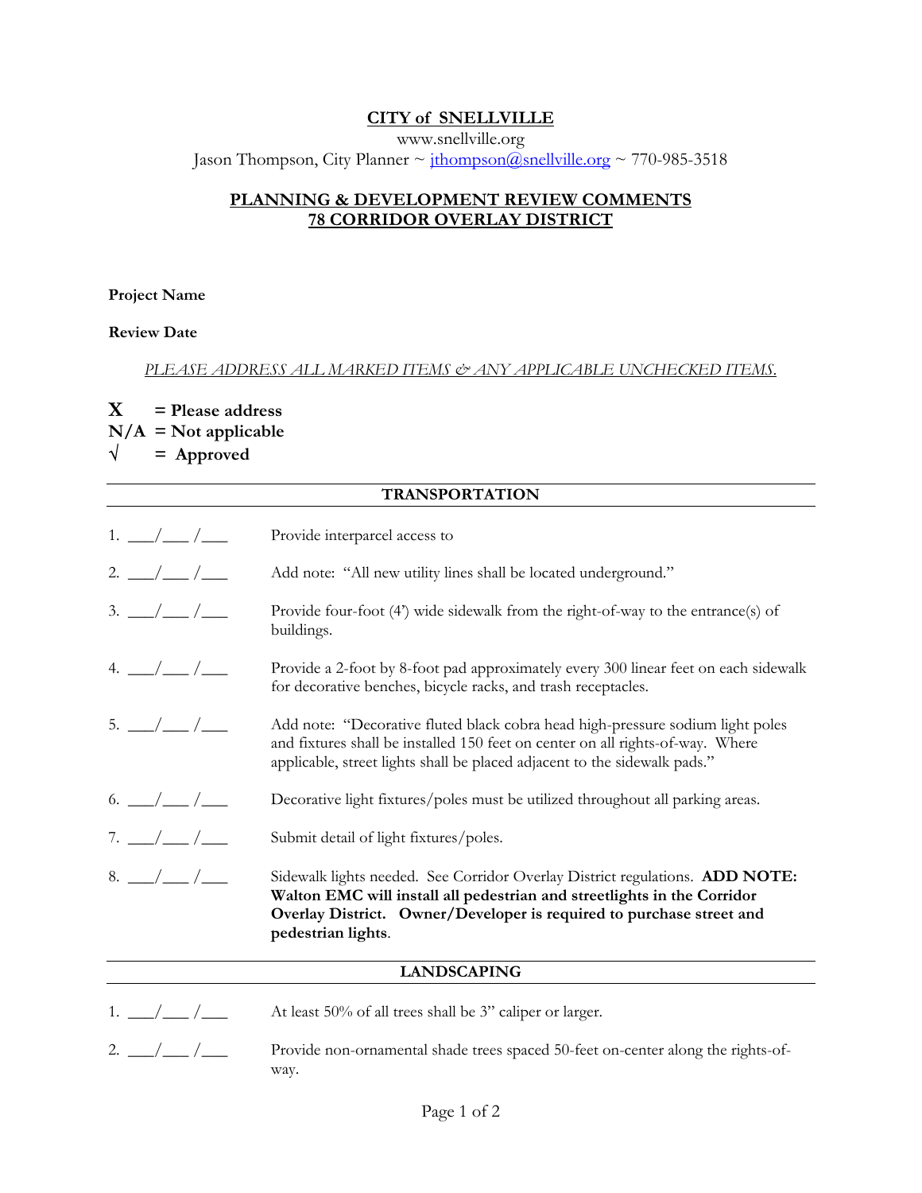**CITY of SNELLVILLE**

www.snellville.org

Jason Thompson, City Planner ~ jthompson@snellville.org ~ 770-985-3518

**PLANNING & DEVELOPMENT REVIEW COMMENTS**
**78 CORRIDOR OVERLAY DISTRICT**

**Project Name**

**Review Date**

*PLEASE ADDRESS ALL MARKED ITEMS & ANY APPLICABLE UNCHECKED ITEMS.*

**X = Please address**
**N/A = Not applicable**
**√ = Approved**

## TRANSPORTATION

1. \_\_\_/\_\_\_ /\_\_\_ Provide interparcel access to

2. \_\_\_/\_\_\_ /\_\_\_ Add note: "All new utility lines shall be located underground."

3. \_\_\_/\_\_\_ /\_\_\_ Provide four-foot (4') wide sidewalk from the right-of-way to the entrance(s) of buildings.

4. \_\_\_/\_\_\_ /\_\_\_ Provide a 2-foot by 8-foot pad approximately every 300 linear feet on each sidewalk for decorative benches, bicycle racks, and trash receptacles.

5. \_\_\_/\_\_\_ /\_\_\_ Add note: "Decorative fluted black cobra head high-pressure sodium light poles and fixtures shall be installed 150 feet on center on all rights-of-way. Where applicable, street lights shall be placed adjacent to the sidewalk pads."

6. \_\_\_/\_\_\_ /\_\_\_ Decorative light fixtures/poles must be utilized throughout all parking areas.

7. \_\_\_/\_\_\_ /\_\_\_ Submit detail of light fixtures/poles.

8. \_\_\_/\_\_\_ /\_\_\_ Sidewalk lights needed. See Corridor Overlay District regulations. **ADD NOTE: Walton EMC will install all pedestrian and streetlights in the Corridor Overlay District. Owner/Developer is required to purchase street and pedestrian lights**.

## LANDSCAPING

1. \_\_\_/\_\_\_ /\_\_\_ At least 50% of all trees shall be 3" caliper or larger.

2. \_\_\_/\_\_\_ /\_\_\_ Provide non-ornamental shade trees spaced 50-feet on-center along the rights-of-way.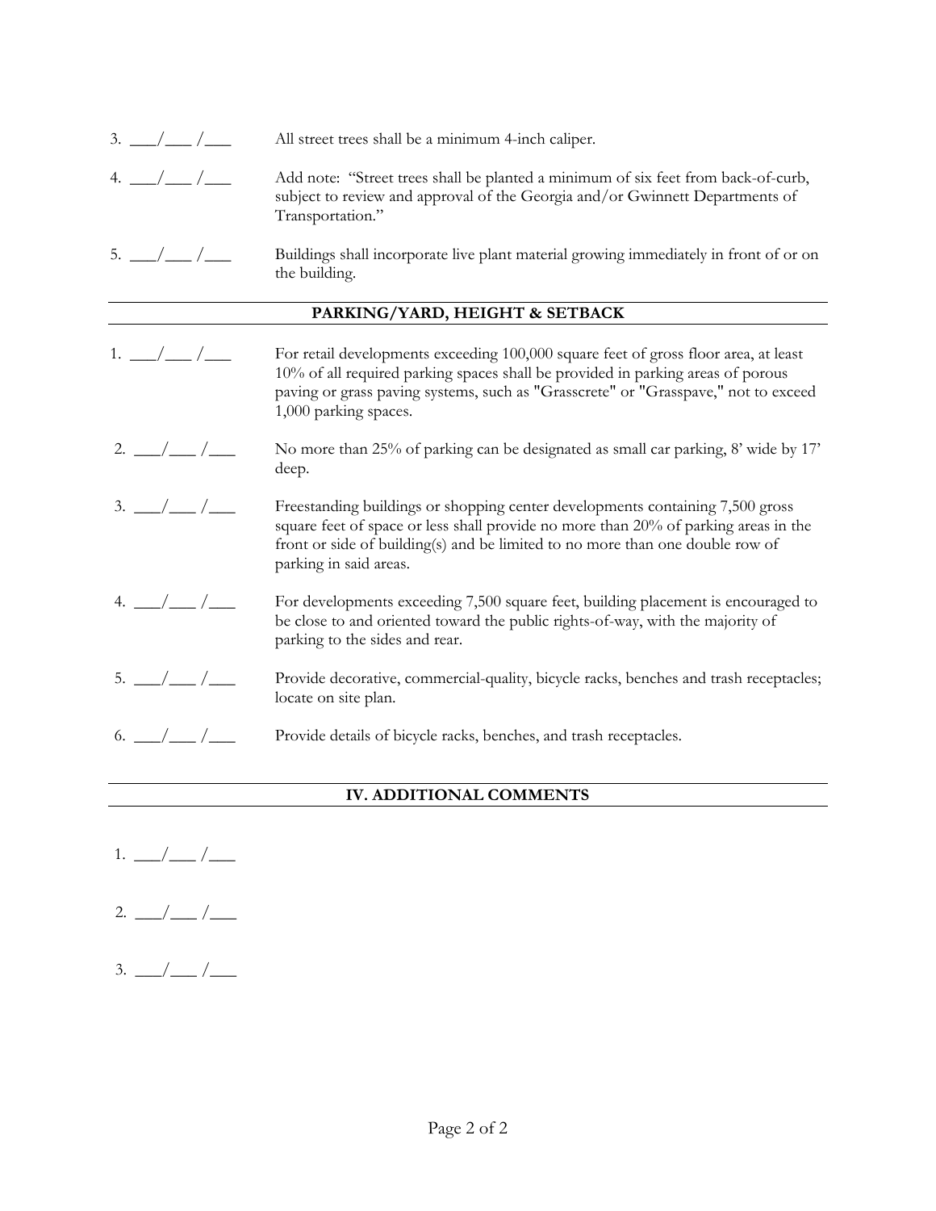3. \_\_\_/\_\_\_ /\_\_\_ All street trees shall be a minimum 4-inch caliper.

4. \_\_\_/\_\_\_ /\_\_\_ Add note: "Street trees shall be planted a minimum of six feet from back-of-curb, subject to review and approval of the Georgia and/or Gwinnett Departments of Transportation."

5. \_\_\_/\_\_\_ /\_\_\_ Buildings shall incorporate live plant material growing immediately in front of or on the building.

## PARKING/YARD, HEIGHT & SETBACK

1. \_\_\_/\_\_\_ /\_\_\_ For retail developments exceeding 100,000 square feet of gross floor area, at least 10% of all required parking spaces shall be provided in parking areas of porous paving or grass paving systems, such as "Grasscrete" or "Grasspave," not to exceed 1,000 parking spaces.

2. \_\_\_/\_\_\_ /\_\_\_ No more than 25% of parking can be designated as small car parking, 8' wide by 17' deep.

3. \_\_\_/\_\_\_ /\_\_\_ Freestanding buildings or shopping center developments containing 7,500 gross square feet of space or less shall provide no more than 20% of parking areas in the front or side of building(s) and be limited to no more than one double row of parking in said areas.

4. \_\_\_/\_\_\_ /\_\_\_ For developments exceeding 7,500 square feet, building placement is encouraged to be close to and oriented toward the public rights-of-way, with the majority of parking to the sides and rear.

5. \_\_\_/\_\_\_ /\_\_\_ Provide decorative, commercial-quality, bicycle racks, benches and trash receptacles; locate on site plan.

6. \_\_\_/\_\_\_ /\_\_\_ Provide details of bicycle racks, benches, and trash receptacles.

## IV. ADDITIONAL COMMENTS

1. \_\_\_/\_\_\_ /\_\_\_

2. \_\_\_/\_\_\_ /\_\_\_

3. \_\_\_/\_\_\_ /\_\_\_